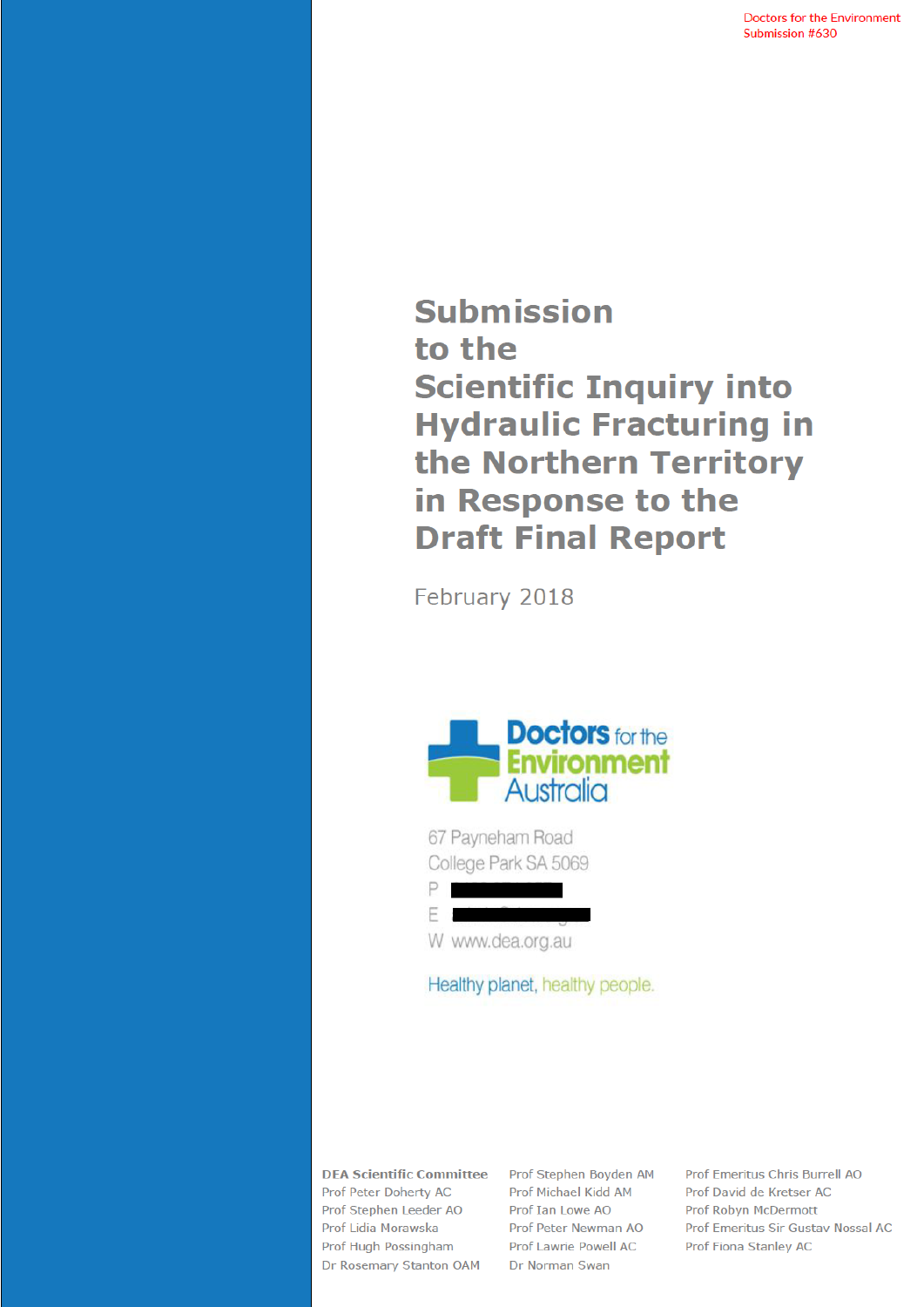Doctors for the Environment
Submission #630

# Submission to the Scientific Inquiry into Hydraulic Fracturing in the Northern Territory in Response to the Draft Final Report

February 2018

Doctors for the Environment Australia

67 Payneham Road
College Park SA 5069
P
E
W www.dea.org.au

Healthy planet, healthy people.

**DEA Scientific Committee**
Prof Peter Doherty AC
Prof Stephen Leeder AO
Prof Lidia Morawska
Prof Hugh Possingham
Dr Rosemary Stanton OAM
Prof Stephen Boyden AM
Prof Michael Kidd AM
Prof Ian Lowe AO
Prof Peter Newman AO
Prof Lawrie Powell AC
Dr Norman Swan
Prof Emeritus Chris Burrell AO
Prof David de Kretser AC
Prof Robyn McDermott
Prof Emeritus Sir Gustav Nossal AC
Prof Fiona Stanley AC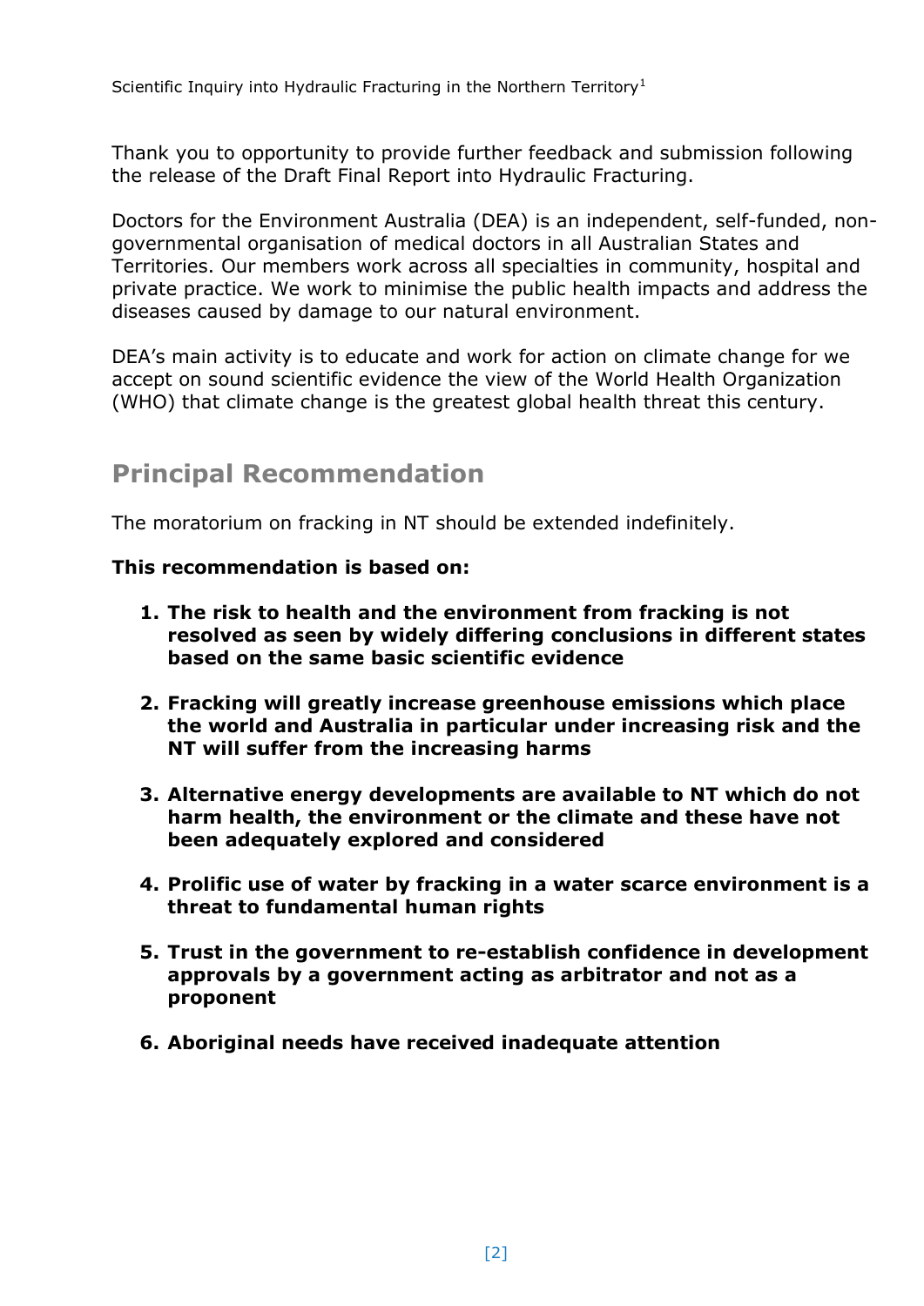Thank you to opportunity to provide further feedback and submission following the release of the Draft Final Report into Hydraulic Fracturing.

Doctors for the Environment Australia (DEA) is an independent, self-funded, non-governmental organisation of medical doctors in all Australian States and Territories. Our members work across all specialties in community, hospital and private practice. We work to minimise the public health impacts and address the diseases caused by damage to our natural environment.

DEA's main activity is to educate and work for action on climate change for we accept on sound scientific evidence the view of the World Health Organization (WHO) that climate change is the greatest global health threat this century.

## Principal Recommendation

The moratorium on fracking in NT should be extended indefinitely.

**This recommendation is based on:**

1. **The risk to health and the environment from fracking is not resolved as seen by widely differing conclusions in different states based on the same basic scientific evidence**
2. **Fracking will greatly increase greenhouse emissions which place the world and Australia in particular under increasing risk and the NT will suffer from the increasing harms**
3. **Alternative energy developments are available to NT which do not harm health, the environment or the climate and these have not been adequately explored and considered**
4. **Prolific use of water by fracking in a water scarce environment is a threat to fundamental human rights**
5. **Trust in the government to re-establish confidence in development approvals by a government acting as arbitrator and not as a proponent**
6. **Aboriginal needs have received inadequate attention**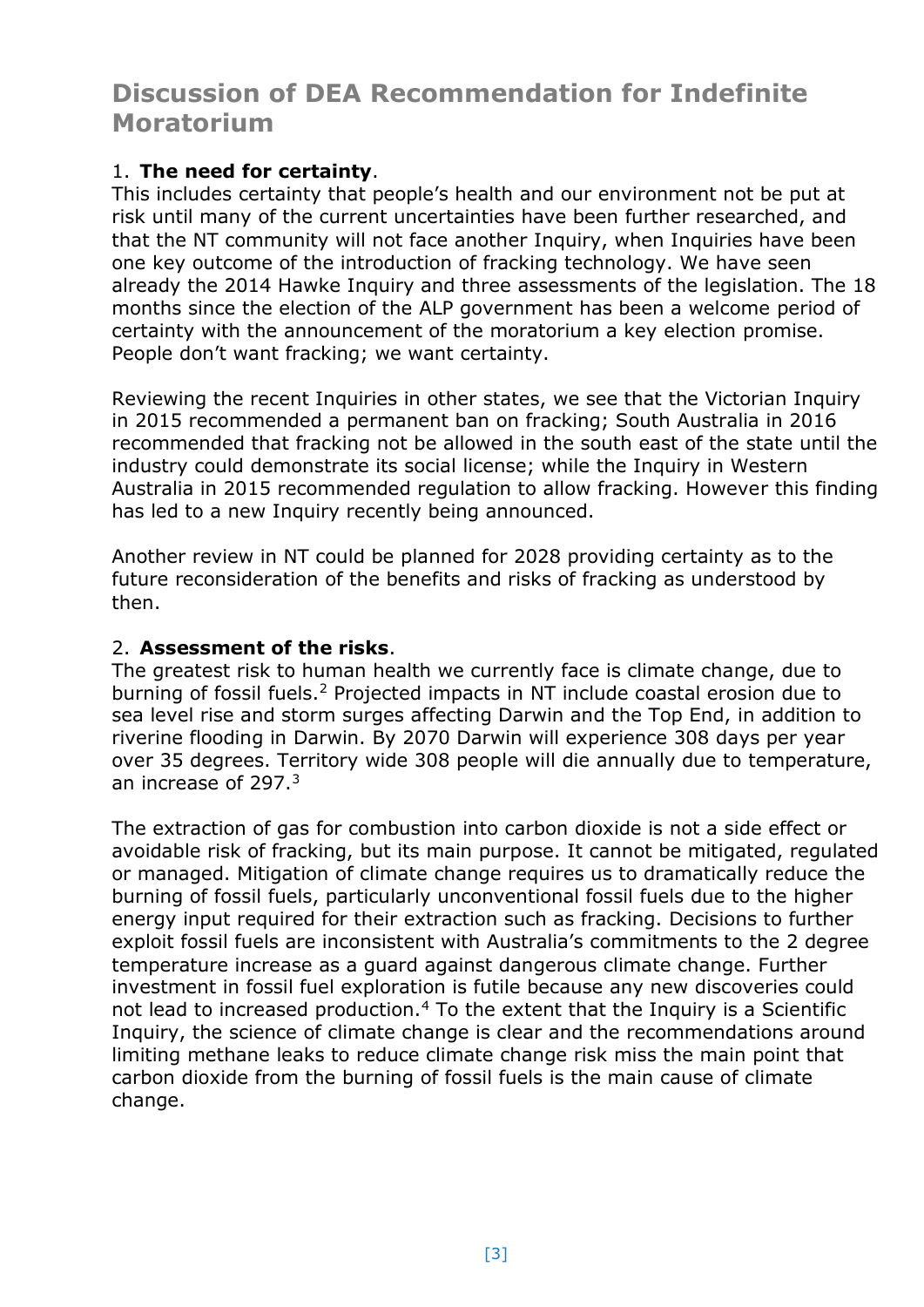# Discussion of DEA Recommendation for Indefinite Moratorium

1. **The need for certainty**.

This includes certainty that people's health and our environment not be put at risk until many of the current uncertainties have been further researched, and that the NT community will not face another Inquiry, when Inquiries have been one key outcome of the introduction of fracking technology. We have seen already the 2014 Hawke Inquiry and three assessments of the legislation. The 18 months since the election of the ALP government has been a welcome period of certainty with the announcement of the moratorium a key election promise. People don't want fracking; we want certainty.

Reviewing the recent Inquiries in other states, we see that the Victorian Inquiry in 2015 recommended a permanent ban on fracking; South Australia in 2016 recommended that fracking not be allowed in the south east of the state until the industry could demonstrate its social license; while the Inquiry in Western Australia in 2015 recommended regulation to allow fracking. However this finding has led to a new Inquiry recently being announced.

Another review in NT could be planned for 2028 providing certainty as to the future reconsideration of the benefits and risks of fracking as understood by then.

2. **Assessment of the risks**.

The greatest risk to human health we currently face is climate change, due to burning of fossil fuels.[2] Projected impacts in NT include coastal erosion due to sea level rise and storm surges affecting Darwin and the Top End, in addition to riverine flooding in Darwin. By 2070 Darwin will experience 308 days per year over 35 degrees. Territory wide 308 people will die annually due to temperature, an increase of 297.[3]

The extraction of gas for combustion into carbon dioxide is not a side effect or avoidable risk of fracking, but its main purpose. It cannot be mitigated, regulated or managed. Mitigation of climate change requires us to dramatically reduce the burning of fossil fuels, particularly unconventional fossil fuels due to the higher energy input required for their extraction such as fracking. Decisions to further exploit fossil fuels are inconsistent with Australia's commitments to the 2 degree temperature increase as a guard against dangerous climate change. Further investment in fossil fuel exploration is futile because any new discoveries could not lead to increased production.[4] To the extent that the Inquiry is a Scientific Inquiry, the science of climate change is clear and the recommendations around limiting methane leaks to reduce climate change risk miss the main point that carbon dioxide from the burning of fossil fuels is the main cause of climate change.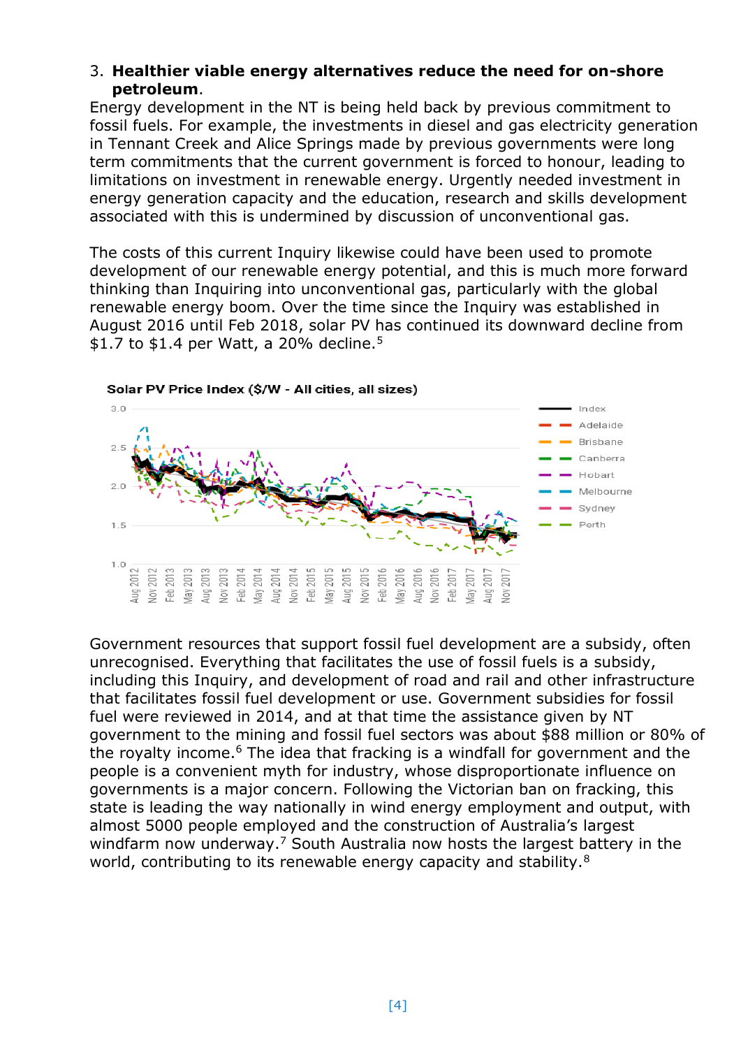3. **Healthier viable energy alternatives reduce the need for on-shore petroleum**.

Energy development in the NT is being held back by previous commitment to fossil fuels. For example, the investments in diesel and gas electricity generation in Tennant Creek and Alice Springs made by previous governments were long term commitments that the current government is forced to honour, leading to limitations on investment in renewable energy. Urgently needed investment in energy generation capacity and the education, research and skills development associated with this is undermined by discussion of unconventional gas.

The costs of this current Inquiry likewise could have been used to promote development of our renewable energy potential, and this is much more forward thinking than Inquiring into unconventional gas, particularly with the global renewable energy boom. Over the time since the Inquiry was established in August 2016 until Feb 2018, solar PV has continued its downward decline from $1.7 to $1.4 per Watt, a 20% decline.[5]

Solar PV Price Index ($/W - All cities, all sizes)

Government resources that support fossil fuel development are a subsidy, often unrecognised. Everything that facilitates the use of fossil fuels is a subsidy, including this Inquiry, and development of road and rail and other infrastructure that facilitates fossil fuel development or use. Government subsidies for fossil fuel were reviewed in 2014, and at that time the assistance given by NT government to the mining and fossil fuel sectors was about $88 million or 80% of the royalty income.[6] The idea that fracking is a windfall for government and the people is a convenient myth for industry, whose disproportionate influence on governments is a major concern. Following the Victorian ban on fracking, this state is leading the way nationally in wind energy employment and output, with almost 5000 people employed and the construction of Australia's largest windfarm now underway.[7] South Australia now hosts the largest battery in the world, contributing to its renewable energy capacity and stability.[8]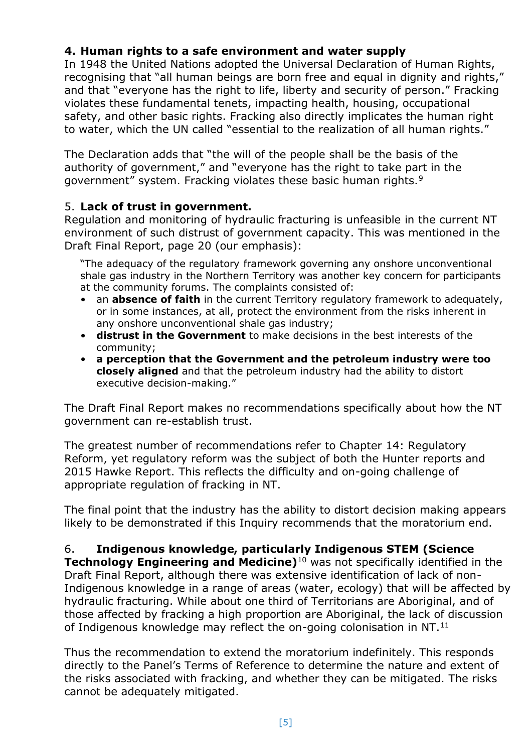**4. Human rights to a safe environment and water supply**

In 1948 the United Nations adopted the Universal Declaration of Human Rights, recognising that "all human beings are born free and equal in dignity and rights," and that "everyone has the right to life, liberty and security of person." Fracking violates these fundamental tenets, impacting health, housing, occupational safety, and other basic rights. Fracking also directly implicates the human right to water, which the UN called "essential to the realization of all human rights."

The Declaration adds that "the will of the people shall be the basis of the authority of government," and "everyone has the right to take part in the government" system. Fracking violates these basic human rights.[9]

5. **Lack of trust in government.**

Regulation and monitoring of hydraulic fracturing is unfeasible in the current NT environment of such distrust of government capacity. This was mentioned in the Draft Final Report, page 20 (our emphasis):

> "The adequacy of the regulatory framework governing any onshore unconventional shale gas industry in the Northern Territory was another key concern for participants at the community forums. The complaints consisted of:
> - an **absence of faith** in the current Territory regulatory framework to adequately, or in some instances, at all, protect the environment from the risks inherent in any onshore unconventional shale gas industry;
> - **distrust in the Government** to make decisions in the best interests of the community;
> - **a perception that the Government and the petroleum industry were too closely aligned** and that the petroleum industry had the ability to distort executive decision-making."

The Draft Final Report makes no recommendations specifically about how the NT government can re-establish trust.

The greatest number of recommendations refer to Chapter 14: Regulatory Reform, yet regulatory reform was the subject of both the Hunter reports and 2015 Hawke Report. This reflects the difficulty and on-going challenge of appropriate regulation of fracking in NT.

The final point that the industry has the ability to distort decision making appears likely to be demonstrated if this Inquiry recommends that the moratorium end.

6. **Indigenous knowledge, particularly Indigenous STEM (Science Technology Engineering and Medicine)**[10] was not specifically identified in the Draft Final Report, although there was extensive identification of lack of non-Indigenous knowledge in a range of areas (water, ecology) that will be affected by hydraulic fracturing. While about one third of Territorians are Aboriginal, and of those affected by fracking a high proportion are Aboriginal, the lack of discussion of Indigenous knowledge may reflect the on-going colonisation in NT.[11]

Thus the recommendation to extend the moratorium indefinitely. This responds directly to the Panel's Terms of Reference to determine the nature and extent of the risks associated with fracking, and whether they can be mitigated. The risks cannot be adequately mitigated.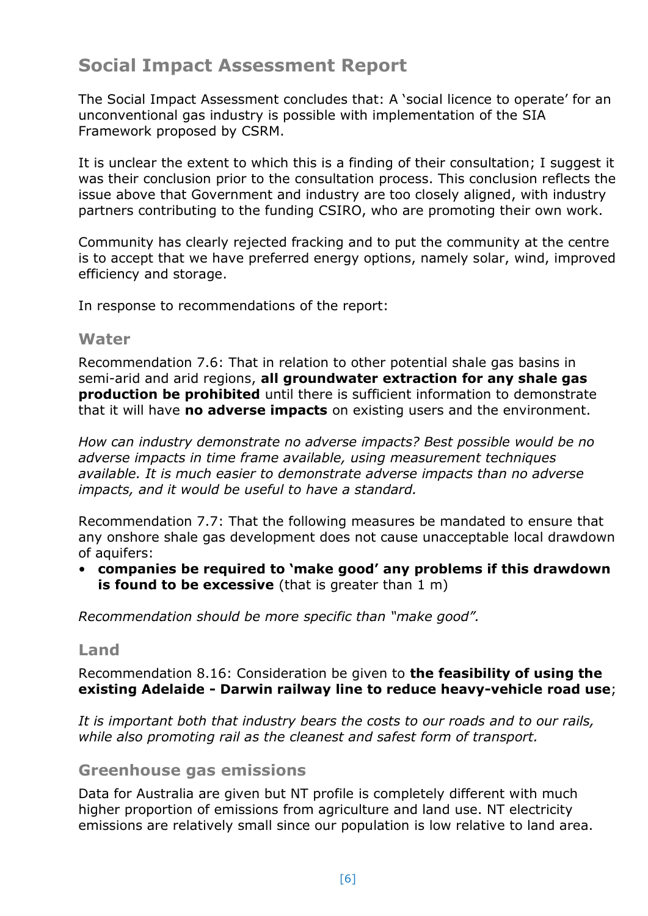## Social Impact Assessment Report

The Social Impact Assessment concludes that: A 'social licence to operate' for an unconventional gas industry is possible with implementation of the SIA Framework proposed by CSRM.

It is unclear the extent to which this is a finding of their consultation; I suggest it was their conclusion prior to the consultation process. This conclusion reflects the issue above that Government and industry are too closely aligned, with industry partners contributing to the funding CSIRO, who are promoting their own work.

Community has clearly rejected fracking and to put the community at the centre is to accept that we have preferred energy options, namely solar, wind, improved efficiency and storage.

In response to recommendations of the report:

### Water

Recommendation 7.6: That in relation to other potential shale gas basins in semi-arid and arid regions, **all groundwater extraction for any shale gas production be prohibited** until there is sufficient information to demonstrate that it will have **no adverse impacts** on existing users and the environment.

*How can industry demonstrate no adverse impacts? Best possible would be no adverse impacts in time frame available, using measurement techniques available. It is much easier to demonstrate adverse impacts than no adverse impacts, and it would be useful to have a standard.*

Recommendation 7.7: That the following measures be mandated to ensure that any onshore shale gas development does not cause unacceptable local drawdown of aquifers:

- **companies be required to 'make good' any problems if this drawdown is found to be excessive** (that is greater than 1 m)

*Recommendation should be more specific than "make good".*

### Land

Recommendation 8.16: Consideration be given to **the feasibility of using the existing Adelaide - Darwin railway line to reduce heavy-vehicle road use**;

*It is important both that industry bears the costs to our roads and to our rails, while also promoting rail as the cleanest and safest form of transport.*

### Greenhouse gas emissions

Data for Australia are given but NT profile is completely different with much higher proportion of emissions from agriculture and land use. NT electricity emissions are relatively small since our population is low relative to land area.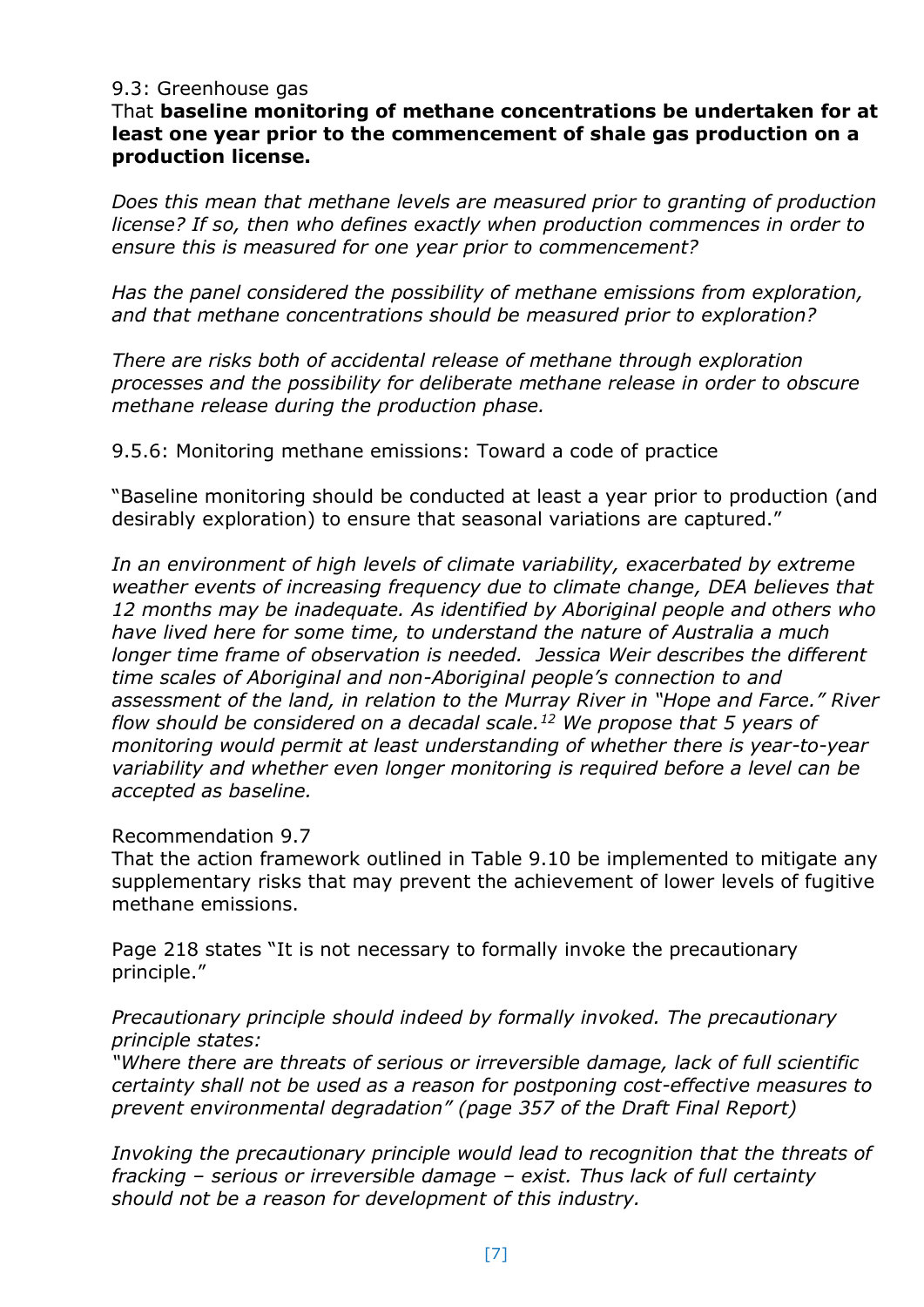9.3: Greenhouse gas

That **baseline monitoring of methane concentrations be undertaken for at least one year prior to the commencement of shale gas production on a production license.**

*Does this mean that methane levels are measured prior to granting of production license? If so, then who defines exactly when production commences in order to ensure this is measured for one year prior to commencement?*

*Has the panel considered the possibility of methane emissions from exploration, and that methane concentrations should be measured prior to exploration?*

*There are risks both of accidental release of methane through exploration processes and the possibility for deliberate methane release in order to obscure methane release during the production phase.*

9.5.6: Monitoring methane emissions: Toward a code of practice

"Baseline monitoring should be conducted at least a year prior to production (and desirably exploration) to ensure that seasonal variations are captured."

*In an environment of high levels of climate variability, exacerbated by extreme weather events of increasing frequency due to climate change, DEA believes that 12 months may be inadequate. As identified by Aboriginal people and others who have lived here for some time, to understand the nature of Australia a much longer time frame of observation is needed. Jessica Weir describes the different time scales of Aboriginal and non-Aboriginal people's connection to and assessment of the land, in relation to the Murray River in "Hope and Farce." River flow should be considered on a decadal scale.[12] We propose that 5 years of monitoring would permit at least understanding of whether there is year-to-year variability and whether even longer monitoring is required before a level can be accepted as baseline.*

Recommendation 9.7

That the action framework outlined in Table 9.10 be implemented to mitigate any supplementary risks that may prevent the achievement of lower levels of fugitive methane emissions.

Page 218 states "It is not necessary to formally invoke the precautionary principle."

*Precautionary principle should indeed by formally invoked. The precautionary principle states:*
*"Where there are threats of serious or irreversible damage, lack of full scientific certainty shall not be used as a reason for postponing cost-effective measures to prevent environmental degradation" (page 357 of the Draft Final Report)*

*Invoking the precautionary principle would lead to recognition that the threats of fracking – serious or irreversible damage – exist. Thus lack of full certainty should not be a reason for development of this industry.*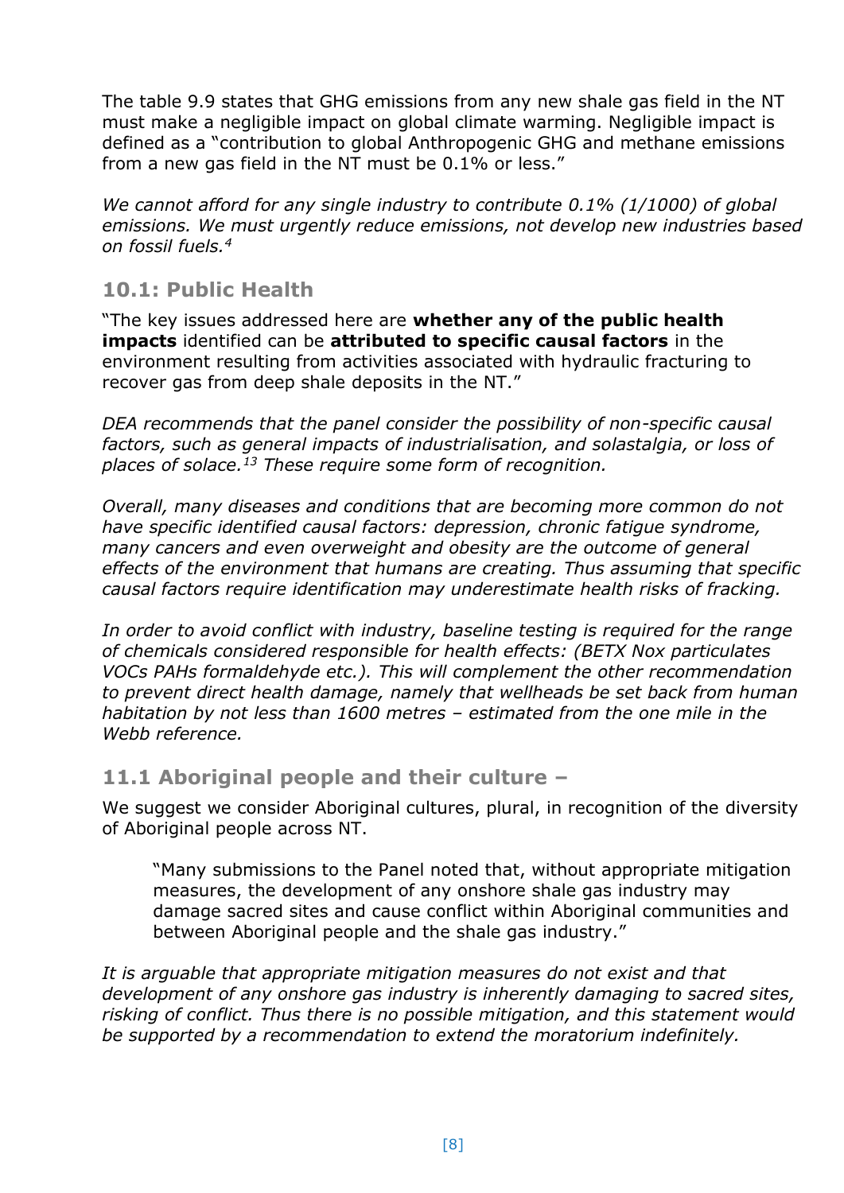The table 9.9 states that GHG emissions from any new shale gas field in the NT must make a negligible impact on global climate warming. Negligible impact is defined as a "contribution to global Anthropogenic GHG and methane emissions from a new gas field in the NT must be 0.1% or less."

*We cannot afford for any single industry to contribute 0.1% (1/1000) of global emissions. We must urgently reduce emissions, not develop new industries based on fossil fuels.*[4]

## 10.1: Public Health

"The key issues addressed here are **whether any of the public health impacts** identified can be **attributed to specific causal factors** in the environment resulting from activities associated with hydraulic fracturing to recover gas from deep shale deposits in the NT."

*DEA recommends that the panel consider the possibility of non-specific causal factors, such as general impacts of industrialisation, and solastalgia, or loss of places of solace.*[13] *These require some form of recognition.*

*Overall, many diseases and conditions that are becoming more common do not have specific identified causal factors: depression, chronic fatigue syndrome, many cancers and even overweight and obesity are the outcome of general effects of the environment that humans are creating. Thus assuming that specific causal factors require identification may underestimate health risks of fracking.*

*In order to avoid conflict with industry, baseline testing is required for the range of chemicals considered responsible for health effects: (BETX Nox particulates VOCs PAHs formaldehyde etc.). This will complement the other recommendation to prevent direct health damage, namely that wellheads be set back from human habitation by not less than 1600 metres – estimated from the one mile in the Webb reference.*

## 11.1 Aboriginal people and their culture –

We suggest we consider Aboriginal cultures, plural, in recognition of the diversity of Aboriginal people across NT.

> "Many submissions to the Panel noted that, without appropriate mitigation measures, the development of any onshore shale gas industry may damage sacred sites and cause conflict within Aboriginal communities and between Aboriginal people and the shale gas industry."

*It is arguable that appropriate mitigation measures do not exist and that development of any onshore gas industry is inherently damaging to sacred sites, risking of conflict. Thus there is no possible mitigation, and this statement would be supported by a recommendation to extend the moratorium indefinitely.*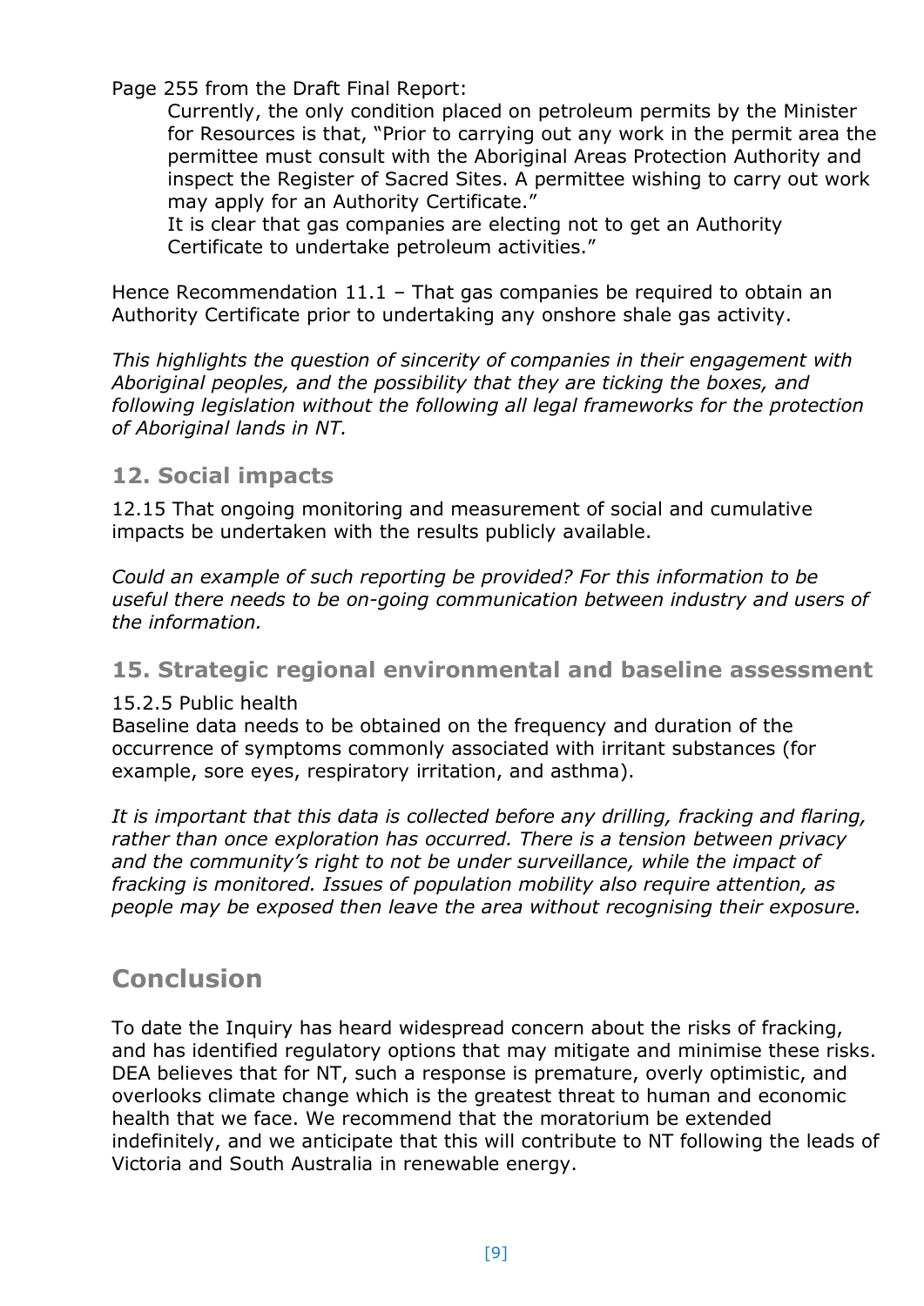Page 255 from the Draft Final Report:

> Currently, the only condition placed on petroleum permits by the Minister for Resources is that, "Prior to carrying out any work in the permit area the permittee must consult with the Aboriginal Areas Protection Authority and inspect the Register of Sacred Sites. A permittee wishing to carry out work may apply for an Authority Certificate."
>
> It is clear that gas companies are electing not to get an Authority Certificate to undertake petroleum activities."

Hence Recommendation 11.1 – That gas companies be required to obtain an Authority Certificate prior to undertaking any onshore shale gas activity.

*This highlights the question of sincerity of companies in their engagement with Aboriginal peoples, and the possibility that they are ticking the boxes, and following legislation without the following all legal frameworks for the protection of Aboriginal lands in NT.*

## 12. Social impacts

12.15 That ongoing monitoring and measurement of social and cumulative impacts be undertaken with the results publicly available.

*Could an example of such reporting be provided? For this information to be useful there needs to be on-going communication between industry and users of the information.*

## 15. Strategic regional environmental and baseline assessment

15.2.5 Public health

Baseline data needs to be obtained on the frequency and duration of the occurrence of symptoms commonly associated with irritant substances (for example, sore eyes, respiratory irritation, and asthma).

*It is important that this data is collected before any drilling, fracking and flaring, rather than once exploration has occurred. There is a tension between privacy and the community's right to not be under surveillance, while the impact of fracking is monitored. Issues of population mobility also require attention, as people may be exposed then leave the area without recognising their exposure.*

# Conclusion

To date the Inquiry has heard widespread concern about the risks of fracking, and has identified regulatory options that may mitigate and minimise these risks. DEA believes that for NT, such a response is premature, overly optimistic, and overlooks climate change which is the greatest threat to human and economic health that we face. We recommend that the moratorium be extended indefinitely, and we anticipate that this will contribute to NT following the leads of Victoria and South Australia in renewable energy.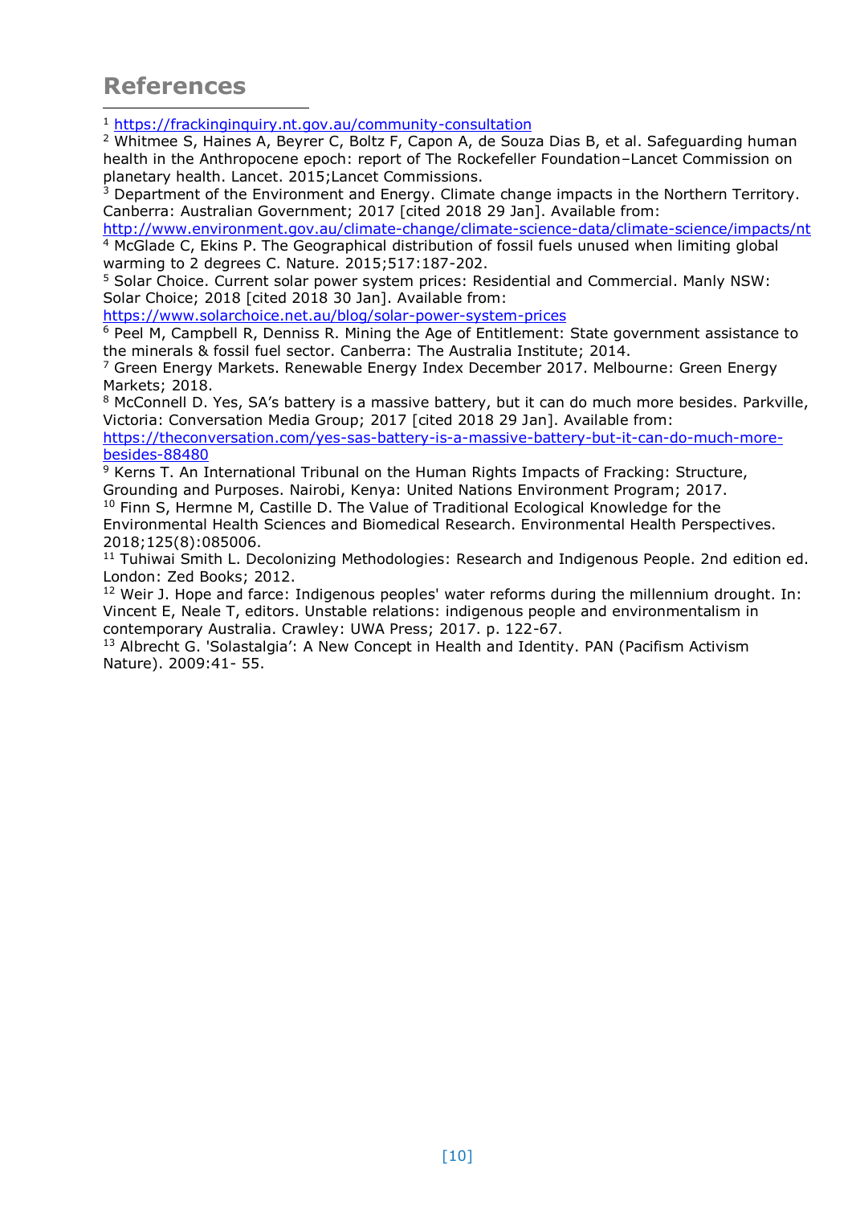## References

[1] https://frackinginquiry.nt.gov.au/community-consultation

[2] Whitmee S, Haines A, Beyrer C, Boltz F, Capon A, de Souza Dias B, et al. Safeguarding human health in the Anthropocene epoch: report of The Rockefeller Foundation–Lancet Commission on planetary health. Lancet. 2015;Lancet Commissions.

[3] Department of the Environment and Energy. Climate change impacts in the Northern Territory. Canberra: Australian Government; 2017 [cited 2018 29 Jan]. Available from: http://www.environment.gov.au/climate-change/climate-science-data/climate-science/impacts/nt

[4] McGlade C, Ekins P. The Geographical distribution of fossil fuels unused when limiting global warming to 2 degrees C. Nature. 2015;517:187-202.

[5] Solar Choice. Current solar power system prices: Residential and Commercial. Manly NSW: Solar Choice; 2018 [cited 2018 30 Jan]. Available from: https://www.solarchoice.net.au/blog/solar-power-system-prices

[6] Peel M, Campbell R, Denniss R. Mining the Age of Entitlement: State government assistance to the minerals & fossil fuel sector. Canberra: The Australia Institute; 2014.

[7] Green Energy Markets. Renewable Energy Index December 2017. Melbourne: Green Energy Markets; 2018.

[8] McConnell D. Yes, SA's battery is a massive battery, but it can do much more besides. Parkville, Victoria: Conversation Media Group; 2017 [cited 2018 29 Jan]. Available from: https://theconversation.com/yes-sas-battery-is-a-massive-battery-but-it-can-do-much-more-besides-88480

[9] Kerns T. An International Tribunal on the Human Rights Impacts of Fracking: Structure, Grounding and Purposes. Nairobi, Kenya: United Nations Environment Program; 2017.

[10] Finn S, Hermne M, Castille D. The Value of Traditional Ecological Knowledge for the Environmental Health Sciences and Biomedical Research. Environmental Health Perspectives. 2018;125(8):085006.

[11] Tuhiwai Smith L. Decolonizing Methodologies: Research and Indigenous People. 2nd edition ed. London: Zed Books; 2012.

[12] Weir J. Hope and farce: Indigenous peoples' water reforms during the millennium drought. In: Vincent E, Neale T, editors. Unstable relations: indigenous people and environmentalism in contemporary Australia. Crawley: UWA Press; 2017. p. 122-67.

[13] Albrecht G. 'Solastalgia': A New Concept in Health and Identity. PAN (Pacifism Activism Nature). 2009:41- 55.